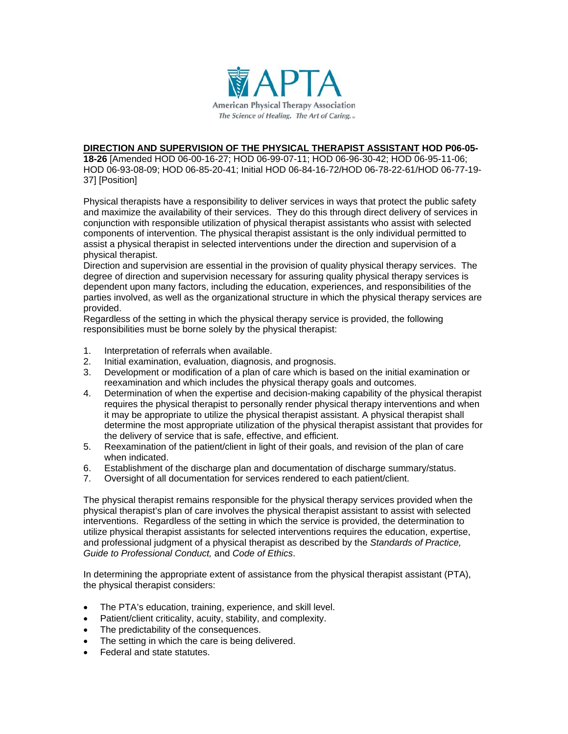American Physical Therapy Association

*The Science of Healing. The Art of Caring.*

**DIRECTION AND SUPERVISION OF THE PHYSICAL THERAPIST ASSISTANT HOD P06-05-18-26** [Amended HOD 06-00-16-27; HOD 06-99-07-11; HOD 06-96-30-42; HOD 06-95-11-06; HOD 06-93-08-09; HOD 06-85-20-41; Initial HOD 06-84-16-72/HOD 06-78-22-61/HOD 06-77-19-37] [Position]

Physical therapists have a responsibility to deliver services in ways that protect the public safety and maximize the availability of their services. They do this through direct delivery of services in conjunction with responsible utilization of physical therapist assistants who assist with selected components of intervention. The physical therapist assistant is the only individual permitted to assist a physical therapist in selected interventions under the direction and supervision of a physical therapist.

Direction and supervision are essential in the provision of quality physical therapy services. The degree of direction and supervision necessary for assuring quality physical therapy services is dependent upon many factors, including the education, experiences, and responsibilities of the parties involved, as well as the organizational structure in which the physical therapy services are provided.

Regardless of the setting in which the physical therapy service is provided, the following responsibilities must be borne solely by the physical therapist:

1. Interpretation of referrals when available.
2. Initial examination, evaluation, diagnosis, and prognosis.
3. Development or modification of a plan of care which is based on the initial examination or reexamination and which includes the physical therapy goals and outcomes.
4. Determination of when the expertise and decision-making capability of the physical therapist requires the physical therapist to personally render physical therapy interventions and when it may be appropriate to utilize the physical therapist assistant. A physical therapist shall determine the most appropriate utilization of the physical therapist assistant that provides for the delivery of service that is safe, effective, and efficient.
5. Reexamination of the patient/client in light of their goals, and revision of the plan of care when indicated.
6. Establishment of the discharge plan and documentation of discharge summary/status.
7. Oversight of all documentation for services rendered to each patient/client.

The physical therapist remains responsible for the physical therapy services provided when the physical therapist's plan of care involves the physical therapist assistant to assist with selected interventions. Regardless of the setting in which the service is provided, the determination to utilize physical therapist assistants for selected interventions requires the education, expertise, and professional judgment of a physical therapist as described by the *Standards of Practice, Guide to Professional Conduct,* and *Code of Ethics*.

In determining the appropriate extent of assistance from the physical therapist assistant (PTA), the physical therapist considers:

- The PTA's education, training, experience, and skill level.
- Patient/client criticality, acuity, stability, and complexity.
- The predictability of the consequences.
- The setting in which the care is being delivered.
- Federal and state statutes.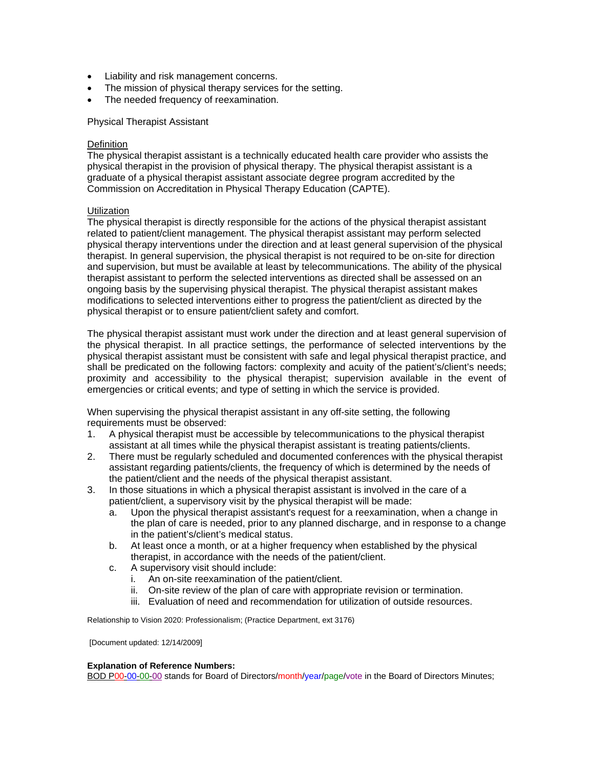- Liability and risk management concerns.
- The mission of physical therapy services for the setting.
- The needed frequency of reexamination.

Physical Therapist Assistant

Definition
The physical therapist assistant is a technically educated health care provider who assists the physical therapist in the provision of physical therapy. The physical therapist assistant is a graduate of a physical therapist assistant associate degree program accredited by the Commission on Accreditation in Physical Therapy Education (CAPTE).

Utilization
The physical therapist is directly responsible for the actions of the physical therapist assistant related to patient/client management. The physical therapist assistant may perform selected physical therapy interventions under the direction and at least general supervision of the physical therapist. In general supervision, the physical therapist is not required to be on-site for direction and supervision, but must be available at least by telecommunications. The ability of the physical therapist assistant to perform the selected interventions as directed shall be assessed on an ongoing basis by the supervising physical therapist. The physical therapist assistant makes modifications to selected interventions either to progress the patient/client as directed by the physical therapist or to ensure patient/client safety and comfort.

The physical therapist assistant must work under the direction and at least general supervision of the physical therapist. In all practice settings, the performance of selected interventions by the physical therapist assistant must be consistent with safe and legal physical therapist practice, and shall be predicated on the following factors: complexity and acuity of the patient's/client's needs; proximity and accessibility to the physical therapist; supervision available in the event of emergencies or critical events; and type of setting in which the service is provided.

When supervising the physical therapist assistant in any off-site setting, the following requirements must be observed:

1. A physical therapist must be accessible by telecommunications to the physical therapist assistant at all times while the physical therapist assistant is treating patients/clients.
2. There must be regularly scheduled and documented conferences with the physical therapist assistant regarding patients/clients, the frequency of which is determined by the needs of the patient/client and the needs of the physical therapist assistant.
3. In those situations in which a physical therapist assistant is involved in the care of a patient/client, a supervisory visit by the physical therapist will be made:
   a. Upon the physical therapist assistant's request for a reexamination, when a change in the plan of care is needed, prior to any planned discharge, and in response to a change in the patient's/client's medical status.
   b. At least once a month, or at a higher frequency when established by the physical therapist, in accordance with the needs of the patient/client.
   c. A supervisory visit should include:
      i. An on-site reexamination of the patient/client.
      ii. On-site review of the plan of care with appropriate revision or termination.
      iii. Evaluation of need and recommendation for utilization of outside resources.

Relationship to Vision 2020: Professionalism; (Practice Department, ext 3176)

[Document updated: 12/14/2009]

**Explanation of Reference Numbers:**
BOD P00-00-00-00 stands for Board of Directors/month/year/page/vote in the Board of Directors Minutes;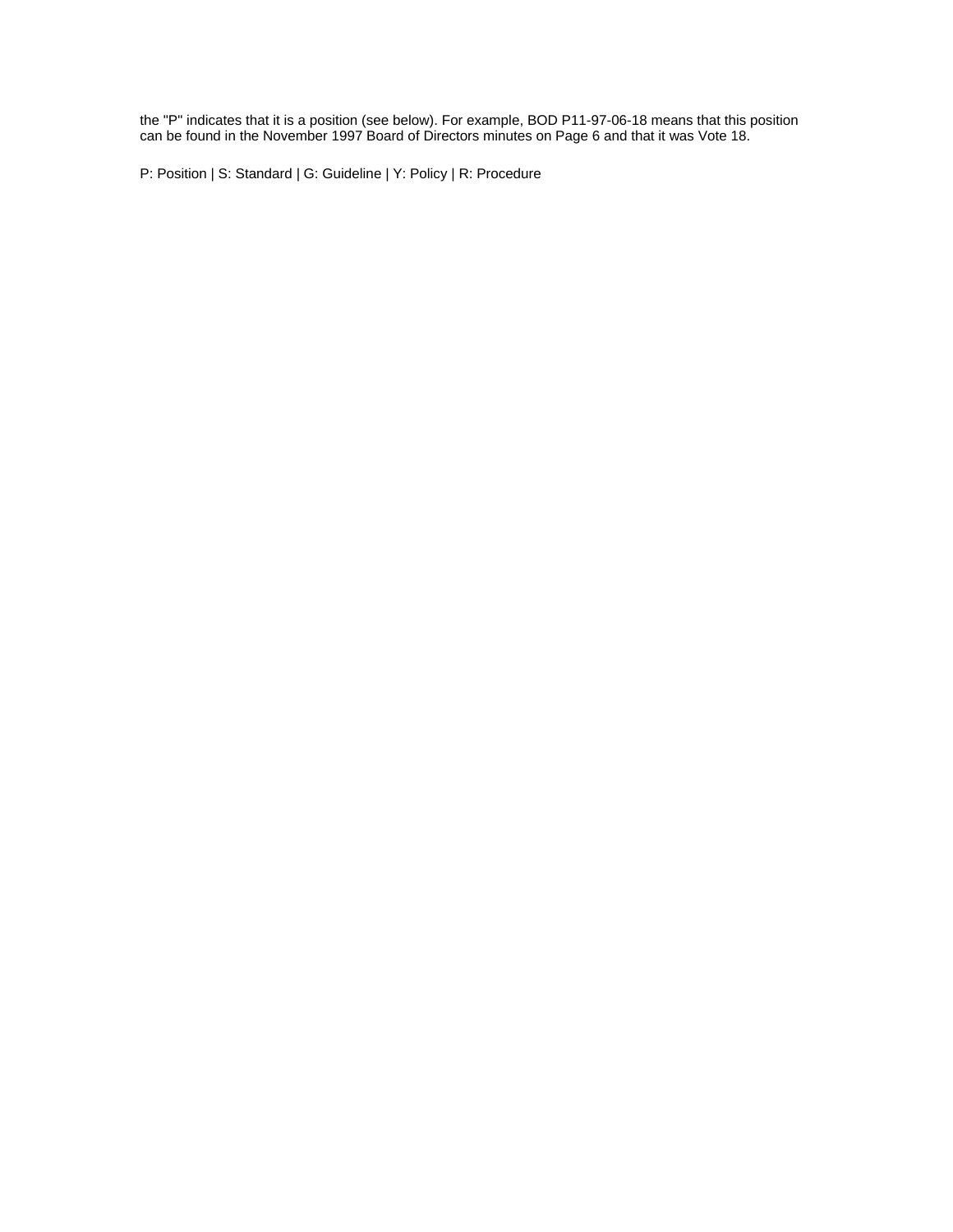the "P" indicates that it is a position (see below). For example, BOD P11-97-06-18 means that this position can be found in the November 1997 Board of Directors minutes on Page 6 and that it was Vote 18.

P: Position | S: Standard | G: Guideline | Y: Policy | R: Procedure